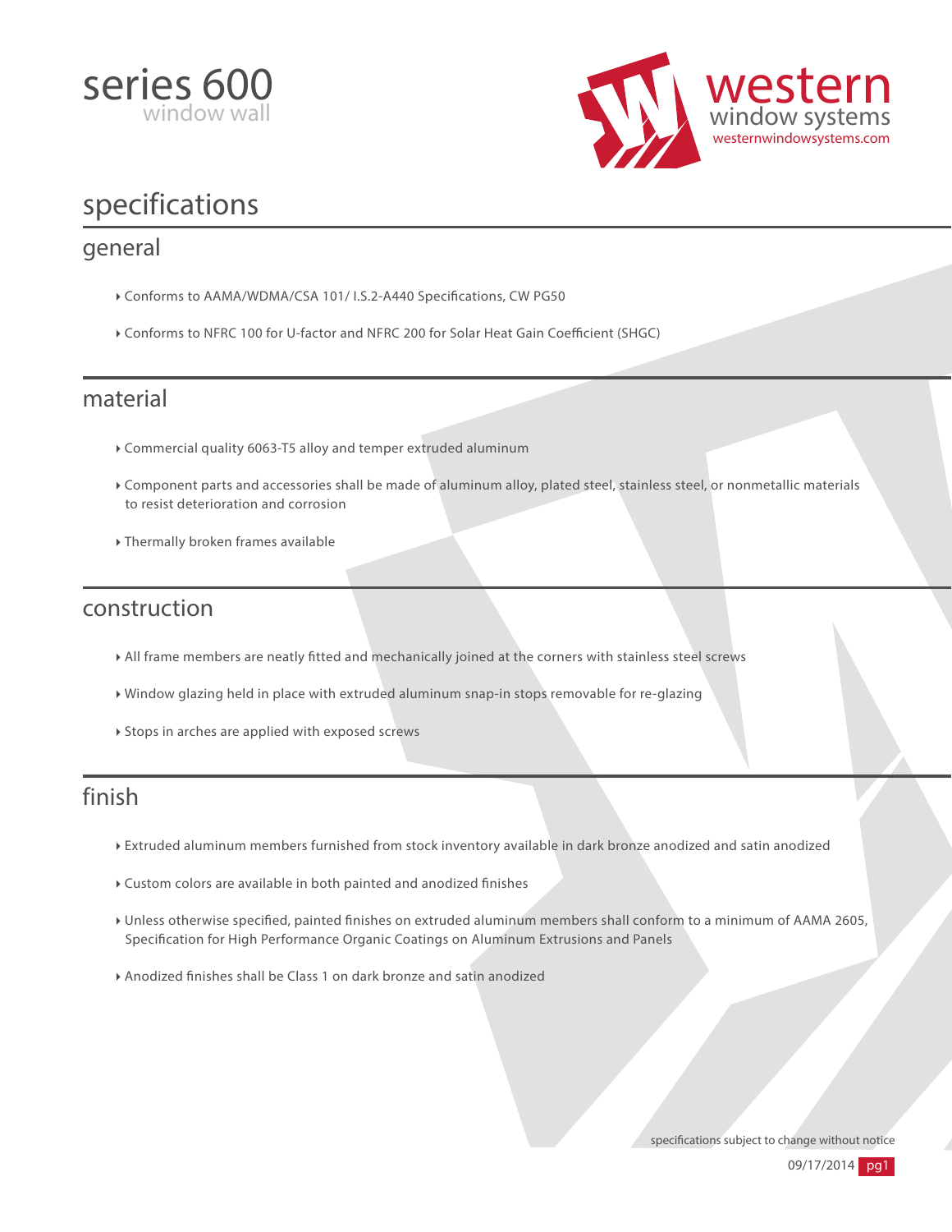# series 600

window wall

western window systems
westernwindowsystems.com

# specifications

## general

- Conforms to AAMA/WDMA/CSA 101/ I.S.2-A440 Specifications, CW PG50
- Conforms to NFRC 100 for U-factor and NFRC 200 for Solar Heat Gain Coefficient (SHGC)

## material

- Commercial quality 6063-T5 alloy and temper extruded aluminum
- Component parts and accessories shall be made of aluminum alloy, plated steel, stainless steel, or nonmetallic materials to resist deterioration and corrosion
- Thermally broken frames available

## construction

- All frame members are neatly fitted and mechanically joined at the corners with stainless steel screws
- Window glazing held in place with extruded aluminum snap-in stops removable for re-glazing
- Stops in arches are applied with exposed screws

## finish

- Extruded aluminum members furnished from stock inventory available in dark bronze anodized and satin anodized
- Custom colors are available in both painted and anodized finishes
- Unless otherwise specified, painted finishes on extruded aluminum members shall conform to a minimum of AAMA 2605, Specification for High Performance Organic Coatings on Aluminum Extrusions and Panels
- Anodized finishes shall be Class 1 on dark bronze and satin anodized

specifications subject to change without notice

09/17/2014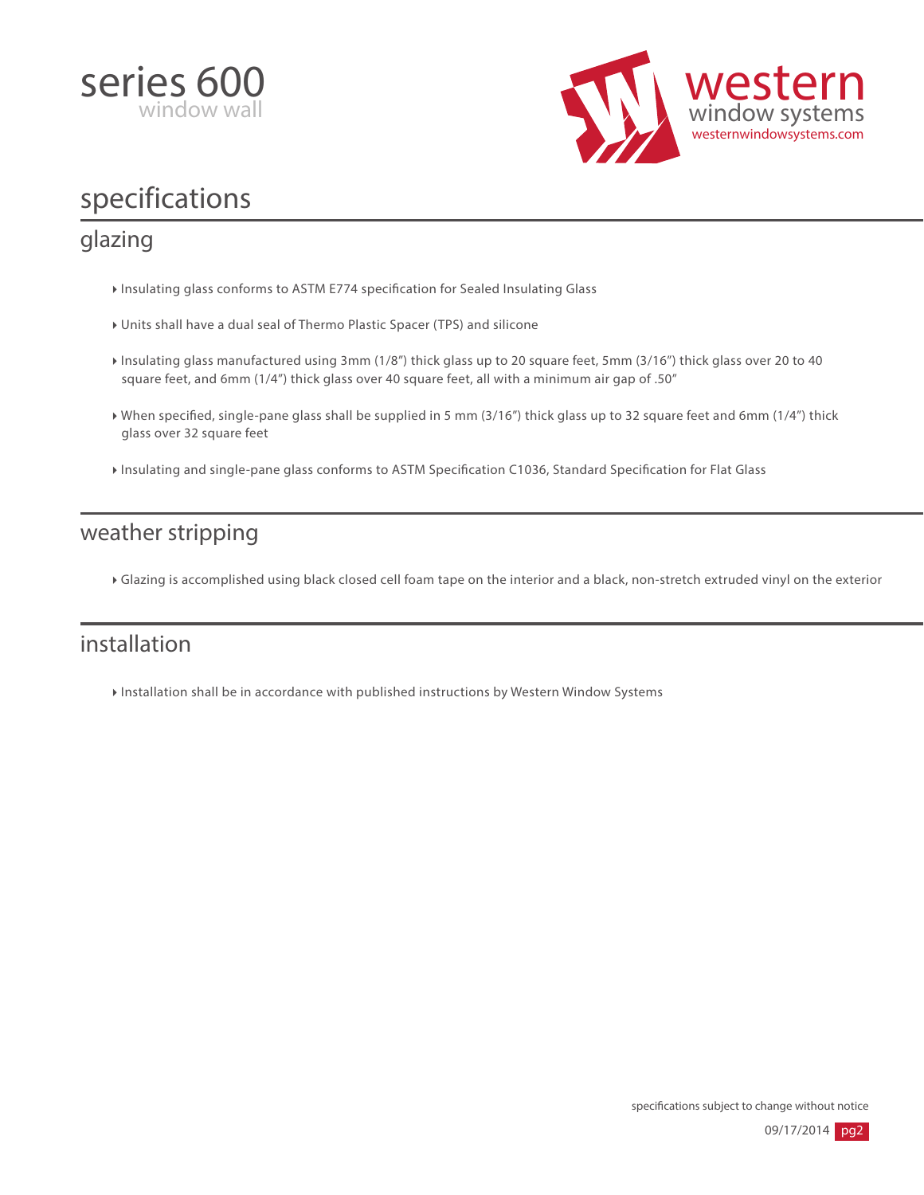# specifications

## glazing

- Insulating glass conforms to ASTM E774 specification for Sealed Insulating Glass
- Units shall have a dual seal of Thermo Plastic Spacer (TPS) and silicone
- Insulating glass manufactured using 3mm (1/8") thick glass up to 20 square feet, 5mm (3/16") thick glass over 20 to 40 square feet, and 6mm (1/4") thick glass over 40 square feet, all with a minimum air gap of .50"
- When specified, single-pane glass shall be supplied in 5 mm (3/16") thick glass up to 32 square feet and 6mm (1/4") thick glass over 32 square feet
- Insulating and single-pane glass conforms to ASTM Specification C1036, Standard Specification for Flat Glass

## weather stripping

- Glazing is accomplished using black closed cell foam tape on the interior and a black, non-stretch extruded vinyl on the exterior

## installation

- Installation shall be in accordance with published instructions by Western Window Systems

specifications subject to change without notice

09/17/2014